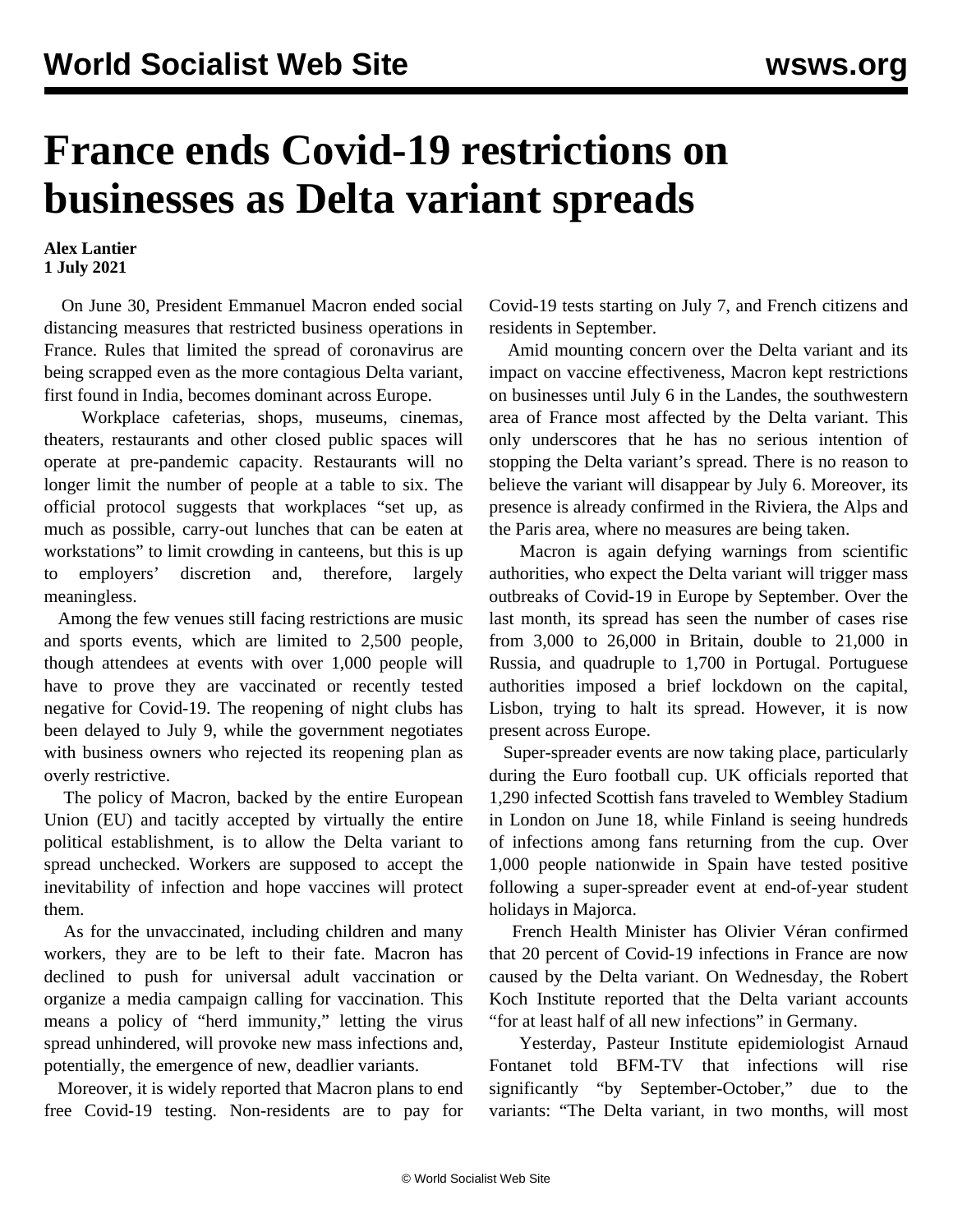# France ends Covid-19 restrictions on businesses as Delta variant spreads

**Alex Lantier**
**1 July 2021**

On June 30, President Emmanuel Macron ended social distancing measures that restricted business operations in France. Rules that limited the spread of coronavirus are being scrapped even as the more contagious Delta variant, first found in India, becomes dominant across Europe.

Workplace cafeterias, shops, museums, cinemas, theaters, restaurants and other closed public spaces will operate at pre-pandemic capacity. Restaurants will no longer limit the number of people at a table to six. The official protocol suggests that workplaces "set up, as much as possible, carry-out lunches that can be eaten at workstations" to limit crowding in canteens, but this is up to employers' discretion and, therefore, largely meaningless.

Among the few venues still facing restrictions are music and sports events, which are limited to 2,500 people, though attendees at events with over 1,000 people will have to prove they are vaccinated or recently tested negative for Covid-19. The reopening of night clubs has been delayed to July 9, while the government negotiates with business owners who rejected its reopening plan as overly restrictive.

The policy of Macron, backed by the entire European Union (EU) and tacitly accepted by virtually the entire political establishment, is to allow the Delta variant to spread unchecked. Workers are supposed to accept the inevitability of infection and hope vaccines will protect them.

As for the unvaccinated, including children and many workers, they are to be left to their fate. Macron has declined to push for universal adult vaccination or organize a media campaign calling for vaccination. This means a policy of "herd immunity," letting the virus spread unhindered, will provoke new mass infections and, potentially, the emergence of new, deadlier variants.

Moreover, it is widely reported that Macron plans to end free Covid-19 testing. Non-residents are to pay for Covid-19 tests starting on July 7, and French citizens and residents in September.

Amid mounting concern over the Delta variant and its impact on vaccine effectiveness, Macron kept restrictions on businesses until July 6 in the Landes, the southwestern area of France most affected by the Delta variant. This only underscores that he has no serious intention of stopping the Delta variant's spread. There is no reason to believe the variant will disappear by July 6. Moreover, its presence is already confirmed in the Riviera, the Alps and the Paris area, where no measures are being taken.

Macron is again defying warnings from scientific authorities, who expect the Delta variant will trigger mass outbreaks of Covid-19 in Europe by September. Over the last month, its spread has seen the number of cases rise from 3,000 to 26,000 in Britain, double to 21,000 in Russia, and quadruple to 1,700 in Portugal. Portuguese authorities imposed a brief lockdown on the capital, Lisbon, trying to halt its spread. However, it is now present across Europe.

Super-spreader events are now taking place, particularly during the Euro football cup. UK officials reported that 1,290 infected Scottish fans traveled to Wembley Stadium in London on June 18, while Finland is seeing hundreds of infections among fans returning from the cup. Over 1,000 people nationwide in Spain have tested positive following a super-spreader event at end-of-year student holidays in Majorca.

French Health Minister has Olivier Véran confirmed that 20 percent of Covid-19 infections in France are now caused by the Delta variant. On Wednesday, the Robert Koch Institute reported that the Delta variant accounts "for at least half of all new infections" in Germany.

Yesterday, Pasteur Institute epidemiologist Arnaud Fontanet told BFM-TV that infections will rise significantly "by September-October," due to the variants: "The Delta variant, in two months, will most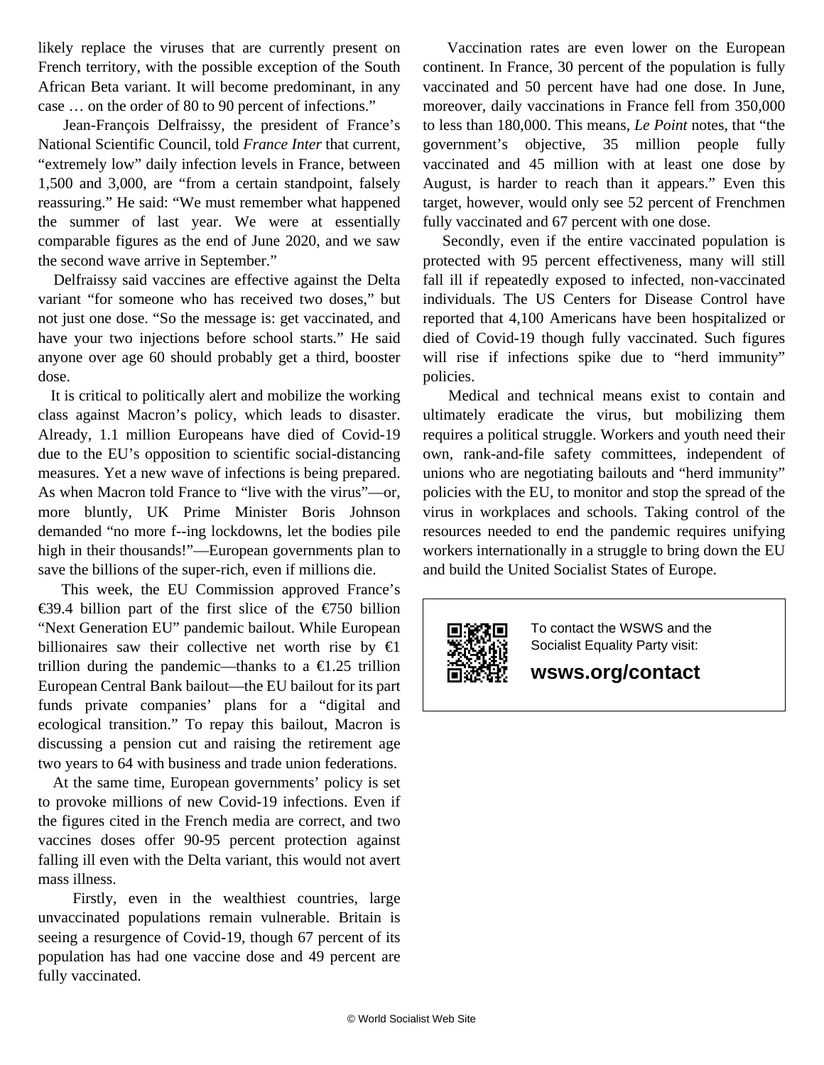likely replace the viruses that are currently present on French territory, with the possible exception of the South African Beta variant. It will become predominant, in any case … on the order of 80 to 90 percent of infections."

Jean-François Delfraissy, the president of France's National Scientific Council, told *France Inter* that current, "extremely low" daily infection levels in France, between 1,500 and 3,000, are "from a certain standpoint, falsely reassuring." He said: "We must remember what happened the summer of last year. We were at essentially comparable figures as the end of June 2020, and we saw the second wave arrive in September."

Delfraissy said vaccines are effective against the Delta variant "for someone who has received two doses," but not just one dose. "So the message is: get vaccinated, and have your two injections before school starts." He said anyone over age 60 should probably get a third, booster dose.

It is critical to politically alert and mobilize the working class against Macron's policy, which leads to disaster. Already, 1.1 million Europeans have died of Covid-19 due to the EU's opposition to scientific social-distancing measures. Yet a new wave of infections is being prepared. As when Macron told France to "live with the virus"—or, more bluntly, UK Prime Minister Boris Johnson demanded "no more f--ing lockdowns, let the bodies pile high in their thousands!"—European governments plan to save the billions of the super-rich, even if millions die.

This week, the EU Commission approved France's €39.4 billion part of the first slice of the €750 billion "Next Generation EU" pandemic bailout. While European billionaires saw their collective net worth rise by €1 trillion during the pandemic—thanks to a €1.25 trillion European Central Bank bailout—the EU bailout for its part funds private companies' plans for a "digital and ecological transition." To repay this bailout, Macron is discussing a pension cut and raising the retirement age two years to 64 with business and trade union federations.

At the same time, European governments' policy is set to provoke millions of new Covid-19 infections. Even if the figures cited in the French media are correct, and two vaccines doses offer 90-95 percent protection against falling ill even with the Delta variant, this would not avert mass illness.

Firstly, even in the wealthiest countries, large unvaccinated populations remain vulnerable. Britain is seeing a resurgence of Covid-19, though 67 percent of its population has had one vaccine dose and 49 percent are fully vaccinated.

Vaccination rates are even lower on the European continent. In France, 30 percent of the population is fully vaccinated and 50 percent have had one dose. In June, moreover, daily vaccinations in France fell from 350,000 to less than 180,000. This means, *Le Point* notes, that "the government's objective, 35 million people fully vaccinated and 45 million with at least one dose by August, is harder to reach than it appears." Even this target, however, would only see 52 percent of Frenchmen fully vaccinated and 67 percent with one dose.

Secondly, even if the entire vaccinated population is protected with 95 percent effectiveness, many will still fall ill if repeatedly exposed to infected, non-vaccinated individuals. The US Centers for Disease Control have reported that 4,100 Americans have been hospitalized or died of Covid-19 though fully vaccinated. Such figures will rise if infections spike due to "herd immunity" policies.

Medical and technical means exist to contain and ultimately eradicate the virus, but mobilizing them requires a political struggle. Workers and youth need their own, rank-and-file safety committees, independent of unions who are negotiating bailouts and "herd immunity" policies with the EU, to monitor and stop the spread of the virus in workplaces and schools. Taking control of the resources needed to end the pandemic requires unifying workers internationally in a struggle to bring down the EU and build the United Socialist States of Europe.

To contact the WSWS and the Socialist Equality Party visit:

**wsws.org/contact**